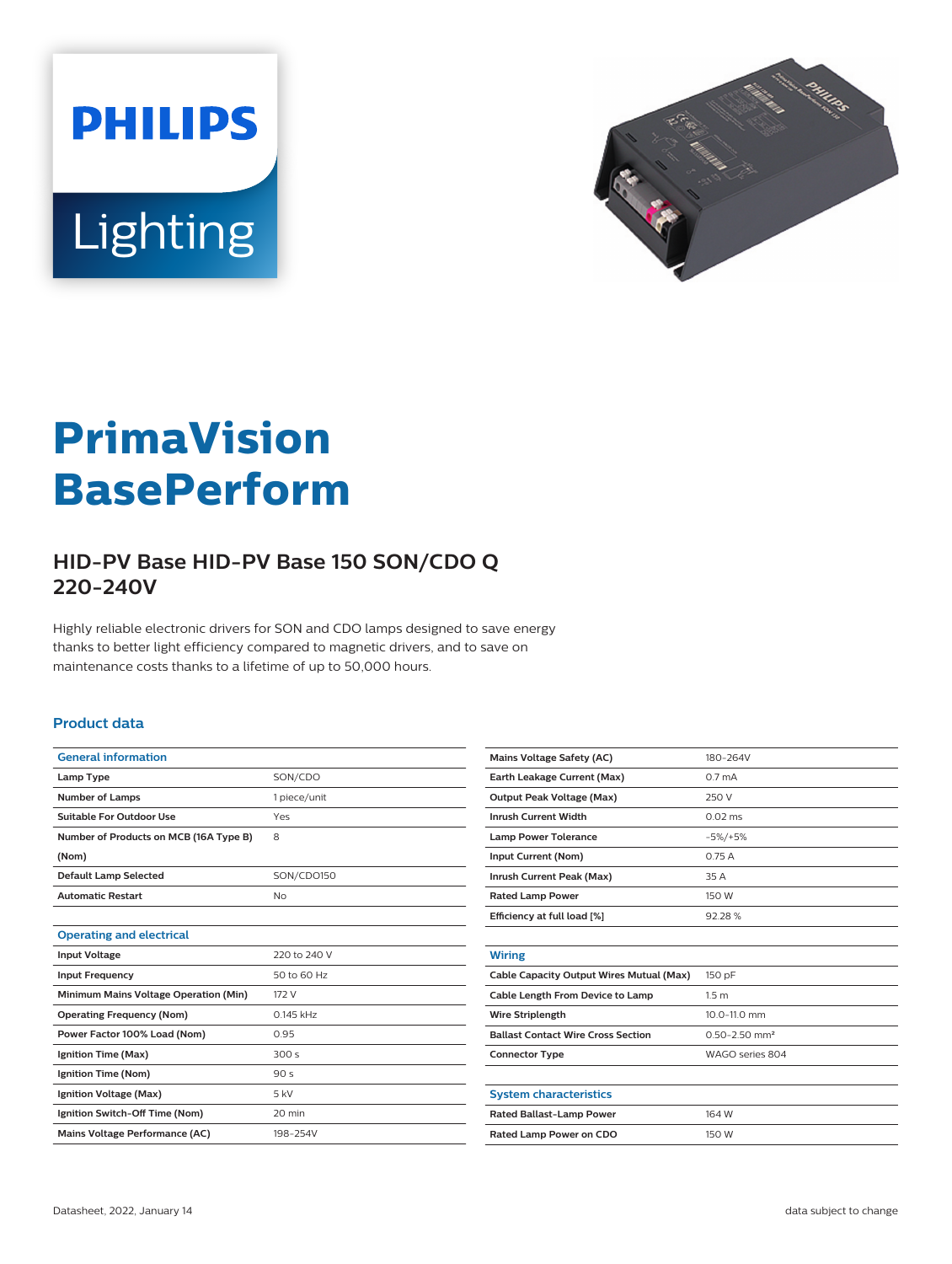# PrimaVision BasePerform

## HID-PV Base HID-PV Base 150 SON/CDO Q 220-240V

Highly reliable electronic drivers for SON and CDO lamps designed to save energy thanks to better light efficiency compared to magnetic drivers, and to save on maintenance costs thanks to a lifetime of up to 50,000 hours.

### Product data

| General information | |
|---|---|
| Lamp Type | SON/CDO |
| Number of Lamps | 1 piece/unit |
| Suitable For Outdoor Use | Yes |
| Number of Products on MCB (16A Type B) (Nom) | 8 |
| Default Lamp Selected | SON/CDO150 |
| Automatic Restart | No |

| Operating and electrical | |
|---|---|
| Input Voltage | 220 to 240 V |
| Input Frequency | 50 to 60 Hz |
| Minimum Mains Voltage Operation (Min) | 172 V |
| Operating Frequency (Nom) | 0.145 kHz |
| Power Factor 100% Load (Nom) | 0.95 |
| Ignition Time (Max) | 300 s |
| Ignition Time (Nom) | 90 s |
| Ignition Voltage (Max) | 5 kV |
| Ignition Switch-Off Time (Nom) | 20 min |
| Mains Voltage Performance (AC) | 198-254V |
| Mains Voltage Safety (AC) | 180-264V |
| Earth Leakage Current (Max) | 0.7 mA |
| Output Peak Voltage (Max) | 250 V |
| Inrush Current Width | 0.02 ms |
| Lamp Power Tolerance | -5%/+5% |
| Input Current (Nom) | 0.75 A |
| Inrush Current Peak (Max) | 35 A |
| Rated Lamp Power | 150 W |
| Efficiency at full load [%] | 92.28 % |

| Wiring | |
|---|---|
| Cable Capacity Output Wires Mutual (Max) | 150 pF |
| Cable Length From Device to Lamp | 1.5 m |
| Wire Striplength | 10.0-11.0 mm |
| Ballast Contact Wire Cross Section | 0.50-2.50 mm² |
| Connector Type | WAGO series 804 |

| System characteristics | |
|---|---|
| Rated Ballast-Lamp Power | 164 W |
| Rated Lamp Power on CDO | 150 W |

Datasheet, 2022, January 14

data subject to change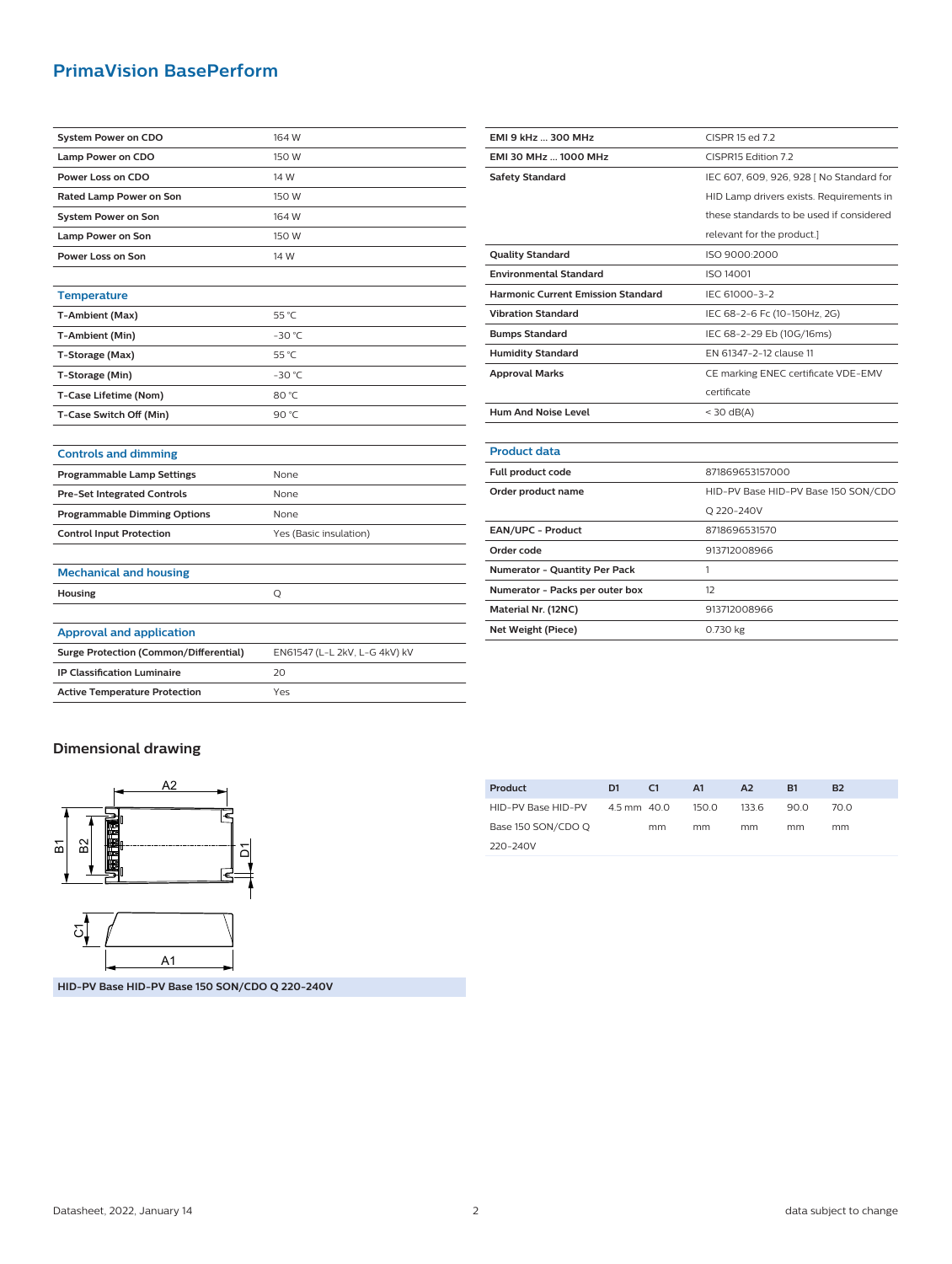# PrimaVision BasePerform

| | |
|---|---|
| **System Power on CDO** | 164 W |
| **Lamp Power on CDO** | 150 W |
| **Power Loss on CDO** | 14 W |
| **Rated Lamp Power on Son** | 150 W |
| **System Power on Son** | 164 W |
| **Lamp Power on Son** | 150 W |
| **Power Loss on Son** | 14 W |

| Temperature | |
|---|---|
| **T-Ambient (Max)** | 55 °C |
| **T-Ambient (Min)** | -30 °C |
| **T-Storage (Max)** | 55 °C |
| **T-Storage (Min)** | -30 °C |
| **T-Case Lifetime (Nom)** | 80 °C |
| **T-Case Switch Off (Min)** | 90 °C |

| Controls and dimming | |
|---|---|
| **Programmable Lamp Settings** | None |
| **Pre-Set Integrated Controls** | None |
| **Programmable Dimming Options** | None |
| **Control Input Protection** | Yes (Basic insulation) |

| Mechanical and housing | |
|---|---|
| **Housing** | Q |

| Approval and application | |
|---|---|
| **Surge Protection (Common/Differential)** | EN61547 (L-L 2kV, L-G 4kV) kV |
| **IP Classification Luminaire** | 20 |
| **Active Temperature Protection** | Yes |

| | |
|---|---|
| **EMI 9 kHz ... 300 MHz** | CISPR 15 ed 7.2 |
| **EMI 30 MHz ... 1000 MHz** | CISPR15 Edition 7.2 |
| **Safety Standard** | IEC 607, 609, 926, 928 [ No Standard for HID Lamp drivers exists. Requirements in these standards to be used if considered relevant for the product.] |
| **Quality Standard** | ISO 9000:2000 |
| **Environmental Standard** | ISO 14001 |
| **Harmonic Current Emission Standard** | IEC 61000-3-2 |
| **Vibration Standard** | IEC 68-2-6 Fc (10-150Hz, 2G) |
| **Bumps Standard** | IEC 68-2-29 Eb (10G/16ms) |
| **Humidity Standard** | EN 61347-2-12 clause 11 |
| **Approval Marks** | CE marking ENEC certificate VDE-EMV certificate |
| **Hum And Noise Level** | < 30 dB(A) |

| Product data | |
|---|---|
| **Full product code** | 871869653157000 |
| **Order product name** | HID-PV Base HID-PV Base 150 SON/CDO Q 220-240V |
| **EAN/UPC - Product** | 8718696531570 |
| **Order code** | 913712008966 |
| **Numerator - Quantity Per Pack** | 1 |
| **Numerator - Packs per outer box** | 12 |
| **Material Nr. (12NC)** | 913712008966 |
| **Net Weight (Piece)** | 0.730 kg |

## Dimensional drawing

**HID-PV Base HID-PV Base 150 SON/CDO Q 220-240V**

| Product | D1 | C1 | A1 | A2 | B1 | B2 |
|---|---|---|---|---|---|---|
| HID-PV Base HID-PV Base 150 SON/CDO Q 220-240V | 4.5 mm | 40.0 mm | 150.0 mm | 133.6 mm | 90.0 mm | 70.0 mm |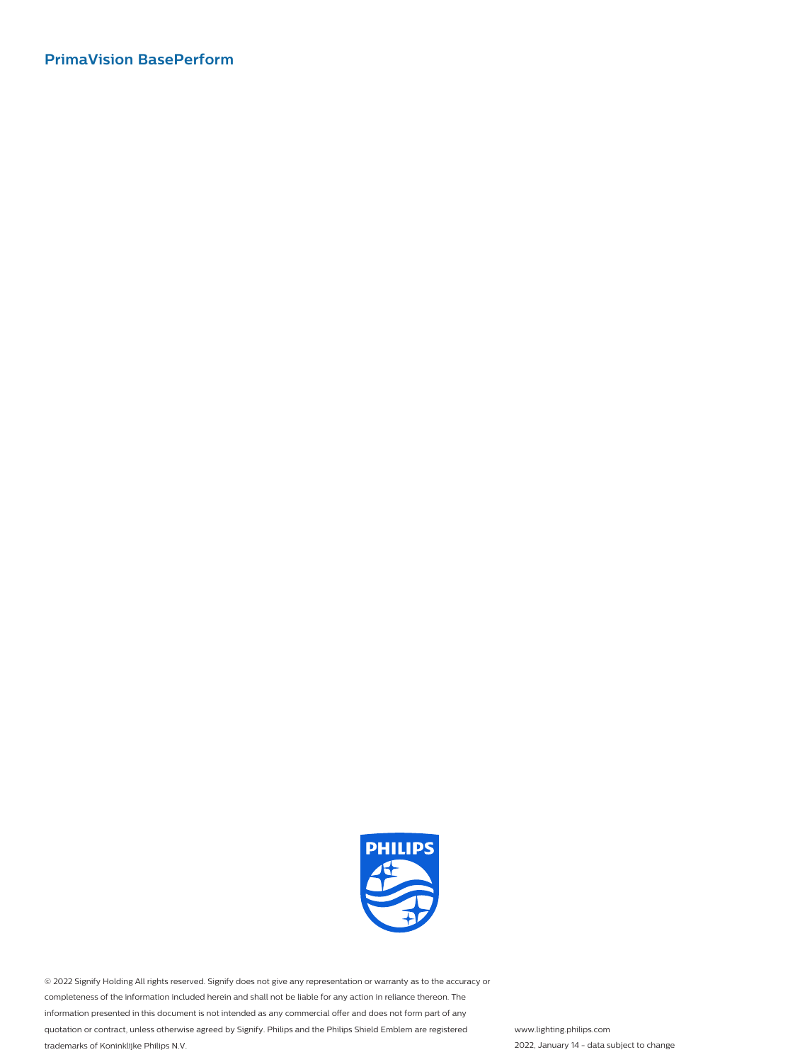PrimaVision BasePerform

© 2022 Signify Holding All rights reserved. Signify does not give any representation or warranty as to the accuracy or completeness of the information included herein and shall not be liable for any action in reliance thereon. The information presented in this document is not intended as any commercial offer and does not form part of any quotation or contract, unless otherwise agreed by Signify. Philips and the Philips Shield Emblem are registered trademarks of Koninklijke Philips N.V.

www.lighting.philips.com

2022, January 14 - data subject to change